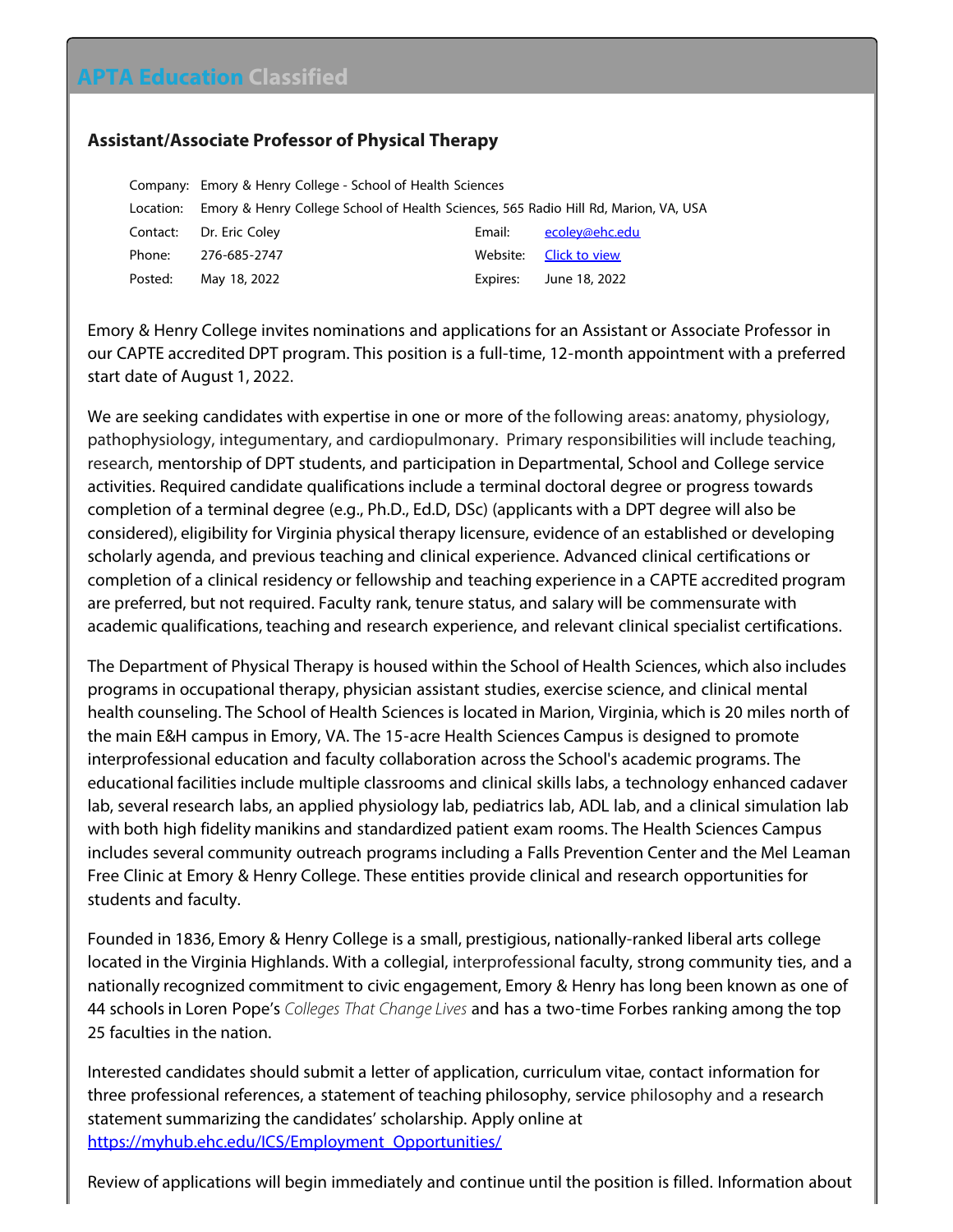# APTA Education Classified

### Assistant/Associate Professor of Physical Therapy

| | | | |
|---|---|---|---|
| Company: | Emory & Henry College - School of Health Sciences | | |
| Location: | Emory & Henry College School of Health Sciences, 565 Radio Hill Rd, Marion, VA, USA | | |
| Contact: | Dr. Eric Coley | Email: | ecoley@ehc.edu |
| Phone: | 276-685-2747 | Website: | Click to view |
| Posted: | May 18, 2022 | Expires: | June 18, 2022 |

Emory & Henry College invites nominations and applications for an Assistant or Associate Professor in our CAPTE accredited DPT program. This position is a full-time, 12-month appointment with a preferred start date of August 1, 2022.

We are seeking candidates with expertise in one or more of the following areas: anatomy, physiology, pathophysiology, integumentary, and cardiopulmonary. Primary responsibilities will include teaching, research, mentorship of DPT students, and participation in Departmental, School and College service activities. Required candidate qualifications include a terminal doctoral degree or progress towards completion of a terminal degree (e.g., Ph.D., Ed.D, DSc) (applicants with a DPT degree will also be considered), eligibility for Virginia physical therapy licensure, evidence of an established or developing scholarly agenda, and previous teaching and clinical experience. Advanced clinical certifications or completion of a clinical residency or fellowship and teaching experience in a CAPTE accredited program are preferred, but not required. Faculty rank, tenure status, and salary will be commensurate with academic qualifications, teaching and research experience, and relevant clinical specialist certifications.

The Department of Physical Therapy is housed within the School of Health Sciences, which also includes programs in occupational therapy, physician assistant studies, exercise science, and clinical mental health counseling. The School of Health Sciences is located in Marion, Virginia, which is 20 miles north of the main E&H campus in Emory, VA. The 15-acre Health Sciences Campus is designed to promote interprofessional education and faculty collaboration across the School's academic programs. The educational facilities include multiple classrooms and clinical skills labs, a technology enhanced cadaver lab, several research labs, an applied physiology lab, pediatrics lab, ADL lab, and a clinical simulation lab with both high fidelity manikins and standardized patient exam rooms. The Health Sciences Campus includes several community outreach programs including a Falls Prevention Center and the Mel Leaman Free Clinic at Emory & Henry College. These entities provide clinical and research opportunities for students and faculty.

Founded in 1836, Emory & Henry College is a small, prestigious, nationally-ranked liberal arts college located in the Virginia Highlands. With a collegial, interprofessional faculty, strong community ties, and a nationally recognized commitment to civic engagement, Emory & Henry has long been known as one of 44 schools in Loren Pope's *Colleges That Change Lives* and has a two-time Forbes ranking among the top 25 faculties in the nation.

Interested candidates should submit a letter of application, curriculum vitae, contact information for three professional references, a statement of teaching philosophy, service philosophy and a research statement summarizing the candidates' scholarship. Apply online at https://myhub.ehc.edu/ICS/Employment_Opportunities/

Review of applications will begin immediately and continue until the position is filled. Information about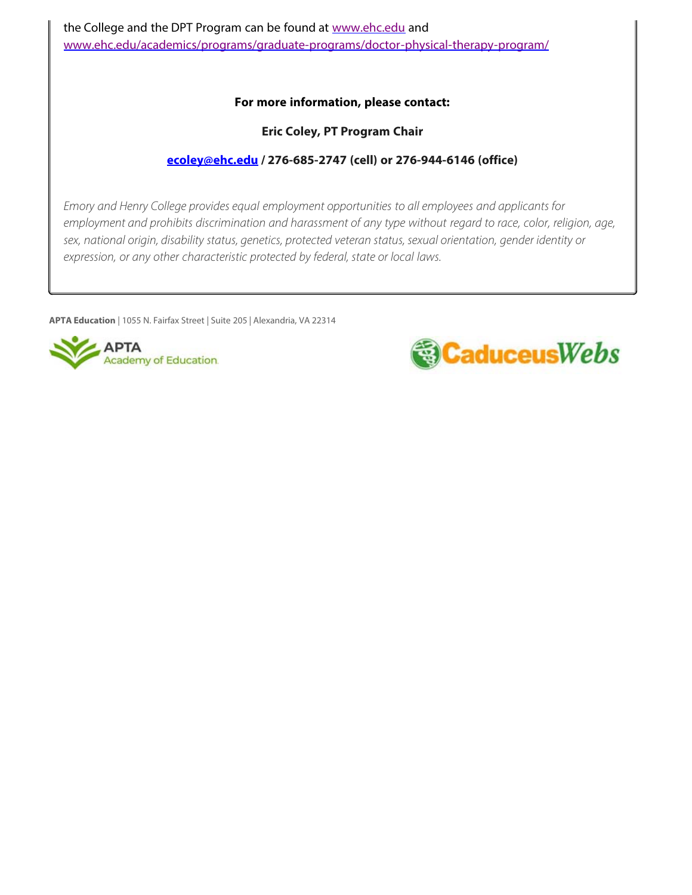the College and the DPT Program can be found at www.ehc.edu and www.ehc.edu/academics/programs/graduate-programs/doctor-physical-therapy-program/

**For more information, please contact:**

**Eric Coley, PT Program Chair**

**ecoley@ehc.edu / 276-685-2747 (cell) or 276-944-6146 (office)**

*Emory and Henry College provides equal employment opportunities to all employees and applicants for employment and prohibits discrimination and harassment of any type without regard to race, color, religion, age, sex, national origin, disability status, genetics, protected veteran status, sexual orientation, gender identity or expression, or any other characteristic protected by federal, state or local laws.*

**APTA Education** | 1055 N. Fairfax Street | Suite 205 | Alexandria, VA 22314

APTA Academy of Education

CaduceusWebs